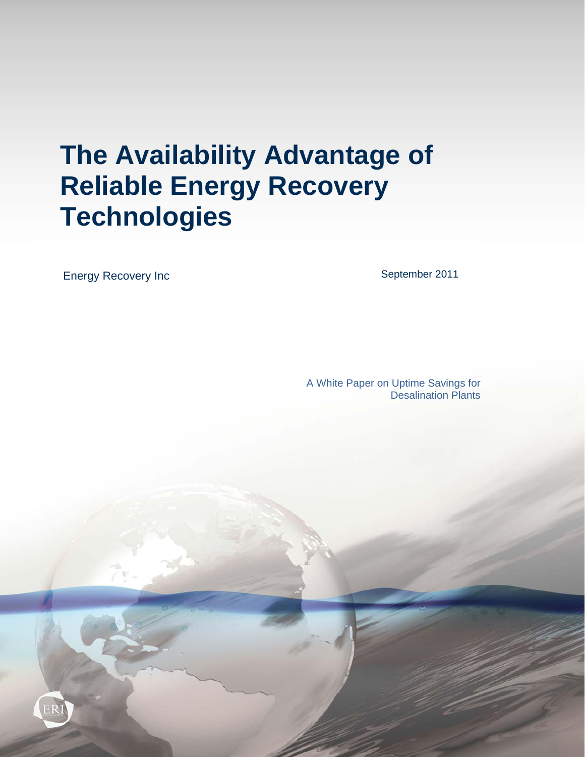# The Availability Advantage of Reliable Energy Recovery Technologies

Energy Recovery Inc

September 2011

A White Paper on Uptime Savings for Desalination Plants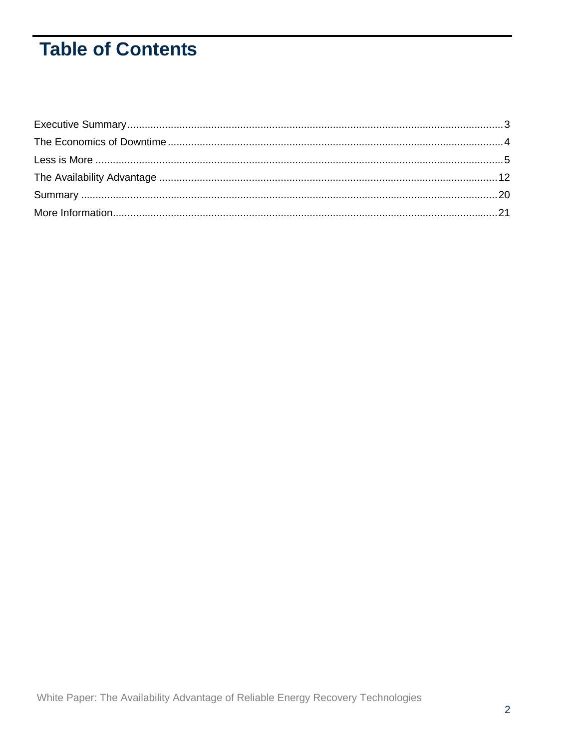# Table of Contents

Executive Summary.......................................................................................................................3
The Economics of Downtime.........................................................................................................4
Less is More...................................................................................................................................5
The Availability Advantage...........................................................................................................12
Summary......................................................................................................................................20
More Information..........................................................................................................................21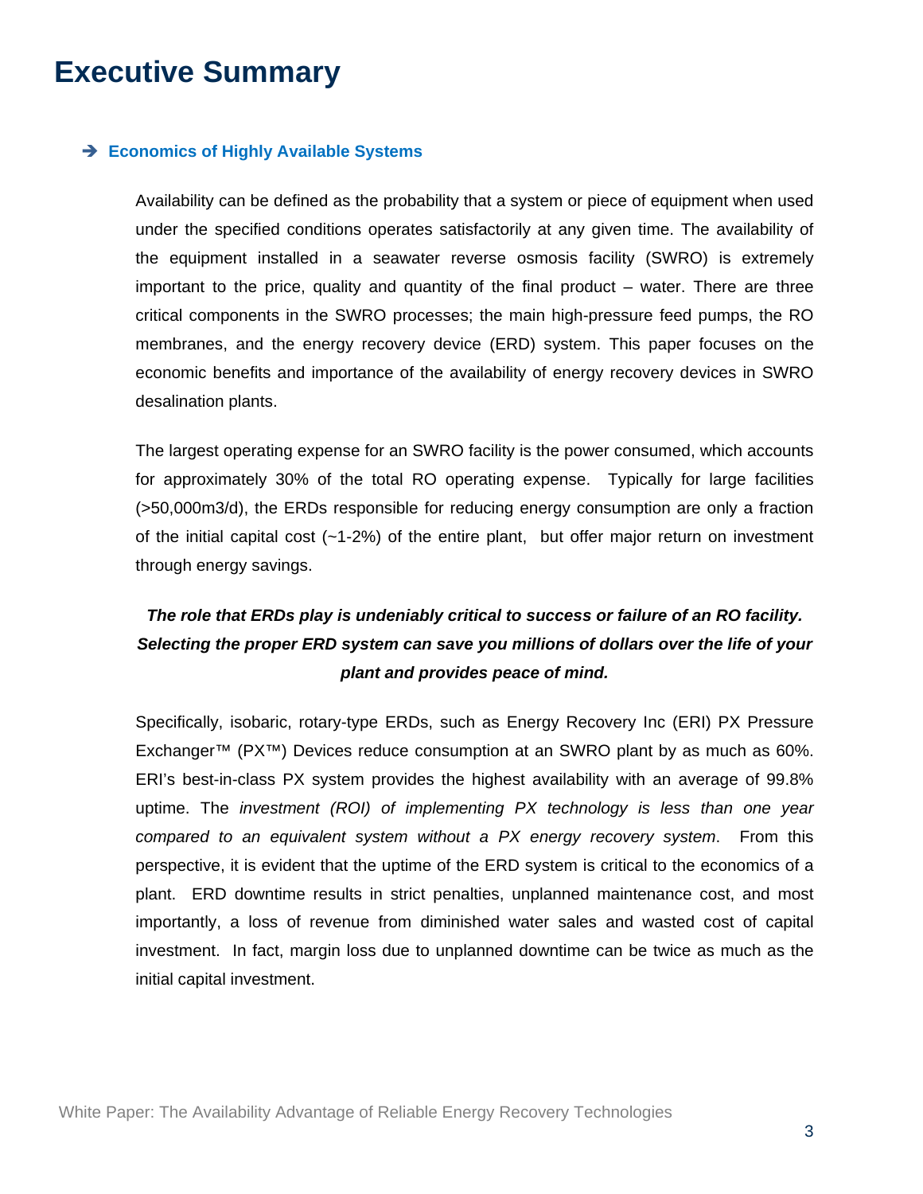# Executive Summary

### ➔ Economics of Highly Available Systems

Availability can be defined as the probability that a system or piece of equipment when used under the specified conditions operates satisfactorily at any given time. The availability of the equipment installed in a seawater reverse osmosis facility (SWRO) is extremely important to the price, quality and quantity of the final product – water. There are three critical components in the SWRO processes; the main high-pressure feed pumps, the RO membranes, and the energy recovery device (ERD) system. This paper focuses on the economic benefits and importance of the availability of energy recovery devices in SWRO desalination plants.

The largest operating expense for an SWRO facility is the power consumed, which accounts for approximately 30% of the total RO operating expense. Typically for large facilities (>50,000m3/d), the ERDs responsible for reducing energy consumption are only a fraction of the initial capital cost (~1-2%) of the entire plant, but offer major return on investment through energy savings.

***The role that ERDs play is undeniably critical to success or failure of an RO facility. Selecting the proper ERD system can save you millions of dollars over the life of your plant and provides peace of mind.***

Specifically, isobaric, rotary-type ERDs, such as Energy Recovery Inc (ERI) PX Pressure Exchanger™ (PX™) Devices reduce consumption at an SWRO plant by as much as 60%. ERI's best-in-class PX system provides the highest availability with an average of 99.8% uptime. The *investment (ROI) of implementing PX technology is less than one year compared to an equivalent system without a PX energy recovery system*. From this perspective, it is evident that the uptime of the ERD system is critical to the economics of a plant. ERD downtime results in strict penalties, unplanned maintenance cost, and most importantly, a loss of revenue from diminished water sales and wasted cost of capital investment. In fact, margin loss due to unplanned downtime can be twice as much as the initial capital investment.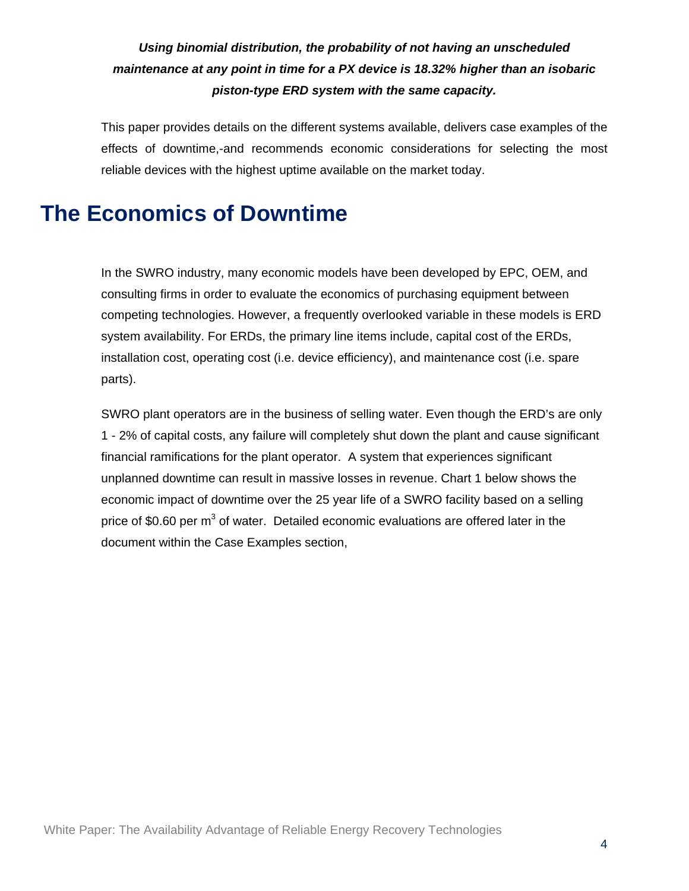***Using binomial distribution, the probability of not having an unscheduled maintenance at any point in time for a PX device is 18.32% higher than an isobaric piston-type ERD system with the same capacity.***

This paper provides details on the different systems available, delivers case examples of the effects of downtime,-and recommends economic considerations for selecting the most reliable devices with the highest uptime available on the market today.

# The Economics of Downtime

In the SWRO industry, many economic models have been developed by EPC, OEM, and consulting firms in order to evaluate the economics of purchasing equipment between competing technologies. However, a frequently overlooked variable in these models is ERD system availability. For ERDs, the primary line items include, capital cost of the ERDs, installation cost, operating cost (i.e. device efficiency), and maintenance cost (i.e. spare parts).

SWRO plant operators are in the business of selling water. Even though the ERD's are only 1 - 2% of capital costs, any failure will completely shut down the plant and cause significant financial ramifications for the plant operator. A system that experiences significant unplanned downtime can result in massive losses in revenue. Chart 1 below shows the economic impact of downtime over the 25 year life of a SWRO facility based on a selling price of \$0.60 per $m^3$ of water. Detailed economic evaluations are offered later in the document within the Case Examples section,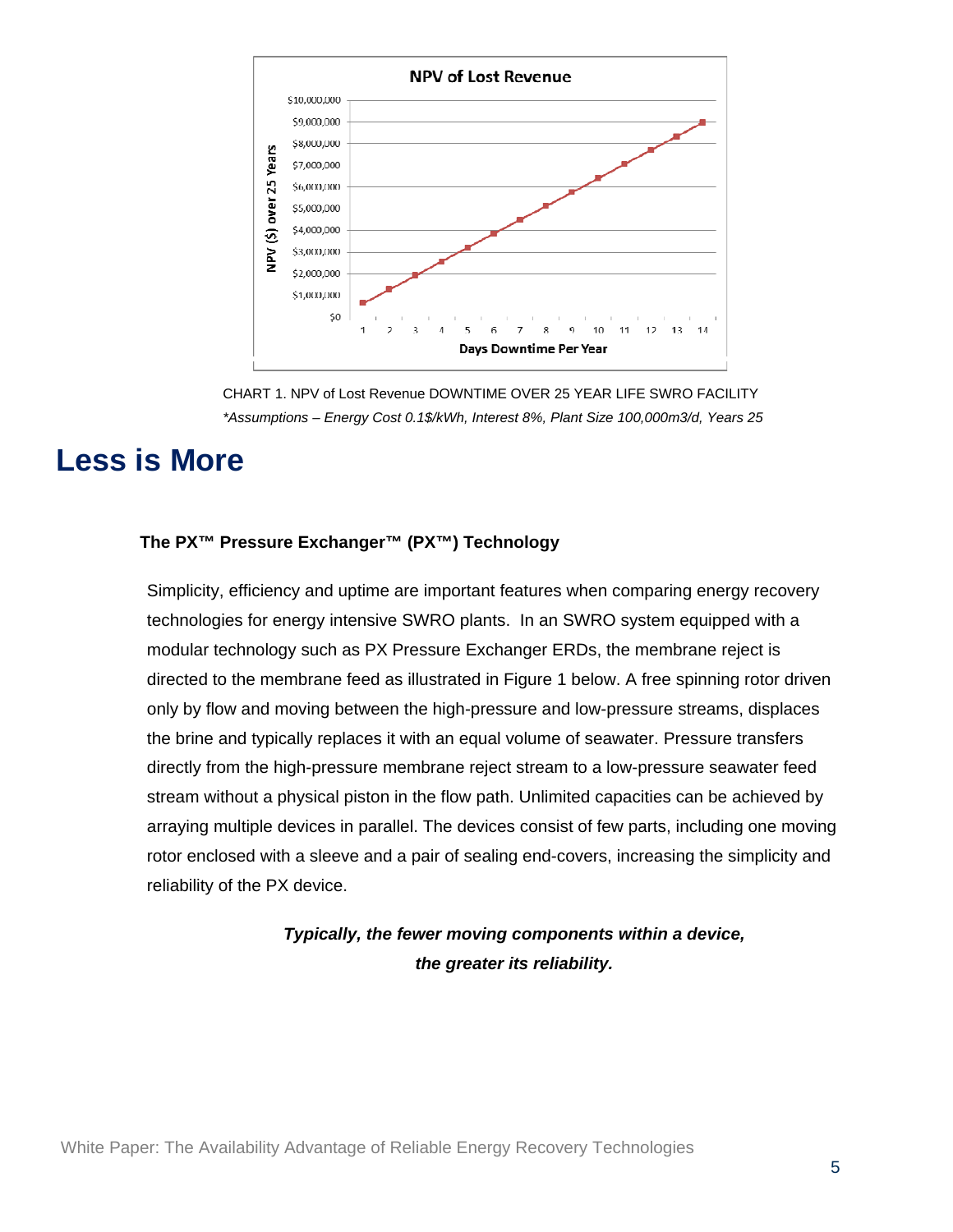CHART 1. NPV of Lost Revenue DOWNTIME OVER 25 YEAR LIFE SWRO FACILITY

*\*Assumptions – Energy Cost 0.1$/kWh, Interest 8%, Plant Size 100,000m3/d, Years 25*

# Less is More

### The PX™ Pressure Exchanger™ (PX™) Technology

Simplicity, efficiency and uptime are important features when comparing energy recovery technologies for energy intensive SWRO plants. In an SWRO system equipped with a modular technology such as PX Pressure Exchanger ERDs, the membrane reject is directed to the membrane feed as illustrated in Figure 1 below. A free spinning rotor driven only by flow and moving between the high-pressure and low-pressure streams, displaces the brine and typically replaces it with an equal volume of seawater. Pressure transfers directly from the high-pressure membrane reject stream to a low-pressure seawater feed stream without a physical piston in the flow path. Unlimited capacities can be achieved by arraying multiple devices in parallel. The devices consist of few parts, including one moving rotor enclosed with a sleeve and a pair of sealing end-covers, increasing the simplicity and reliability of the PX device.

***Typically, the fewer moving components within a device, the greater its reliability.***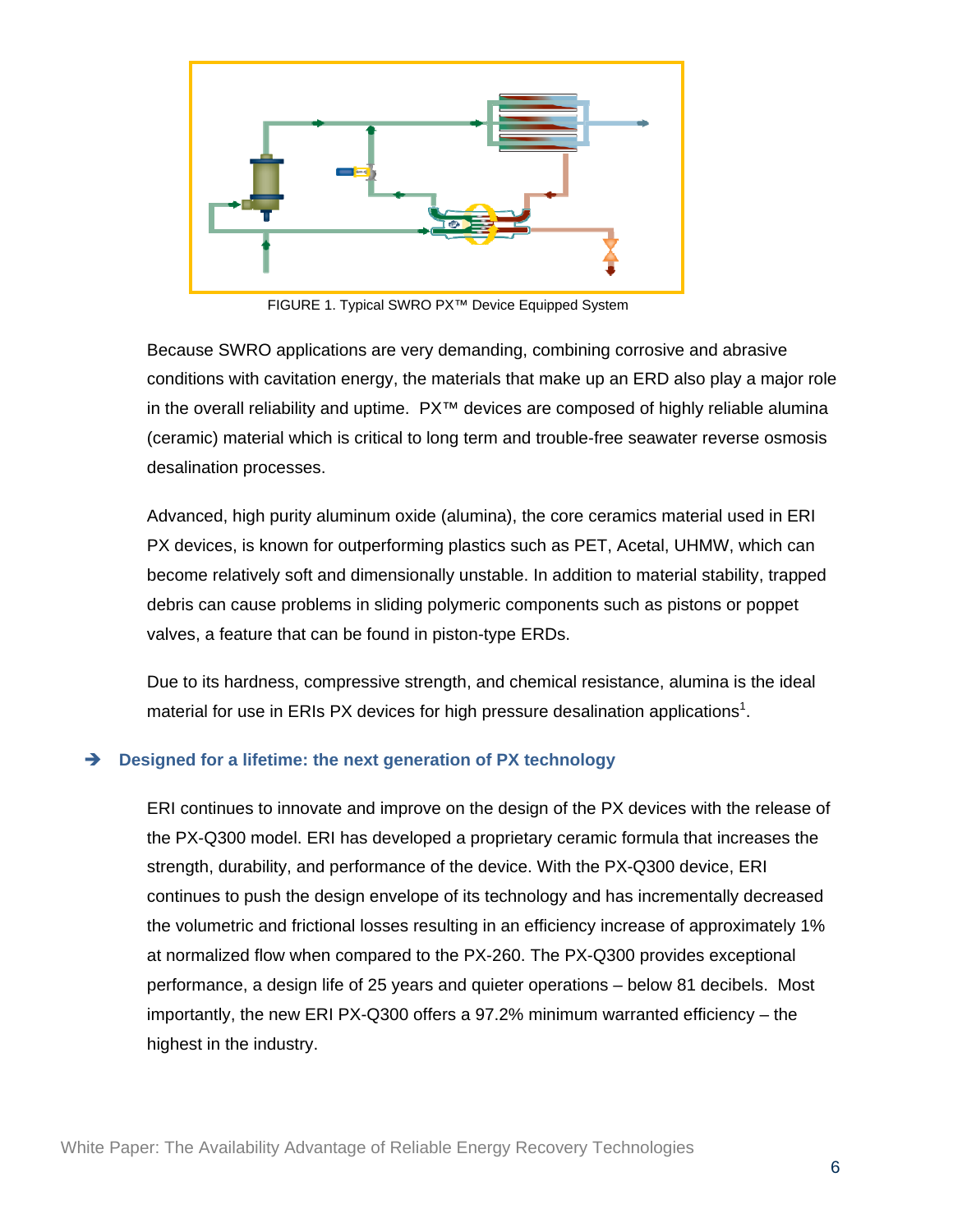FIGURE 1. Typical SWRO PX™ Device Equipped System

Because SWRO applications are very demanding, combining corrosive and abrasive conditions with cavitation energy, the materials that make up an ERD also play a major role in the overall reliability and uptime. PX™ devices are composed of highly reliable alumina (ceramic) material which is critical to long term and trouble-free seawater reverse osmosis desalination processes.

Advanced, high purity aluminum oxide (alumina), the core ceramics material used in ERI PX devices, is known for outperforming plastics such as PET, Acetal, UHMW, which can become relatively soft and dimensionally unstable. In addition to material stability, trapped debris can cause problems in sliding polymeric components such as pistons or poppet valves, a feature that can be found in piston-type ERDs.

Due to its hardness, compressive strength, and chemical resistance, alumina is the ideal material for use in ERIs PX devices for high pressure desalination applications[1].

## ➔ Designed for a lifetime: the next generation of PX technology

ERI continues to innovate and improve on the design of the PX devices with the release of the PX-Q300 model. ERI has developed a proprietary ceramic formula that increases the strength, durability, and performance of the device. With the PX-Q300 device, ERI continues to push the design envelope of its technology and has incrementally decreased the volumetric and frictional losses resulting in an efficiency increase of approximately 1% at normalized flow when compared to the PX-260. The PX-Q300 provides exceptional performance, a design life of 25 years and quieter operations – below 81 decibels. Most importantly, the new ERI PX-Q300 offers a 97.2% minimum warranted efficiency – the highest in the industry.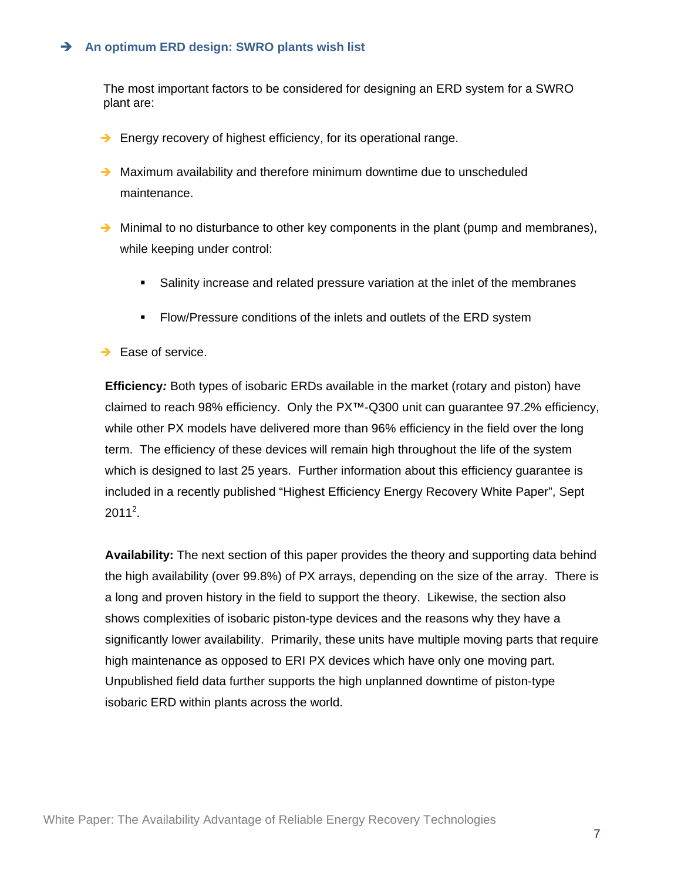## ➔ An optimum ERD design: SWRO plants wish list

The most important factors to be considered for designing an ERD system for a SWRO plant are:

- Energy recovery of highest efficiency, for its operational range.
- Maximum availability and therefore minimum downtime due to unscheduled maintenance.
- Minimal to no disturbance to other key components in the plant (pump and membranes), while keeping under control:
  - Salinity increase and related pressure variation at the inlet of the membranes
  - Flow/Pressure conditions of the inlets and outlets of the ERD system
- Ease of service.

**Efficiency*:*** Both types of isobaric ERDs available in the market (rotary and piston) have claimed to reach 98% efficiency. Only the PX™-Q300 unit can guarantee 97.2% efficiency, while other PX models have delivered more than 96% efficiency in the field over the long term. The efficiency of these devices will remain high throughout the life of the system which is designed to last 25 years. Further information about this efficiency guarantee is included in a recently published "Highest Efficiency Energy Recovery White Paper", Sept 2011[2].

**Availability:** The next section of this paper provides the theory and supporting data behind the high availability (over 99.8%) of PX arrays, depending on the size of the array. There is a long and proven history in the field to support the theory. Likewise, the section also shows complexities of isobaric piston-type devices and the reasons why they have a significantly lower availability. Primarily, these units have multiple moving parts that require high maintenance as opposed to ERI PX devices which have only one moving part. Unpublished field data further supports the high unplanned downtime of piston-type isobaric ERD within plants across the world.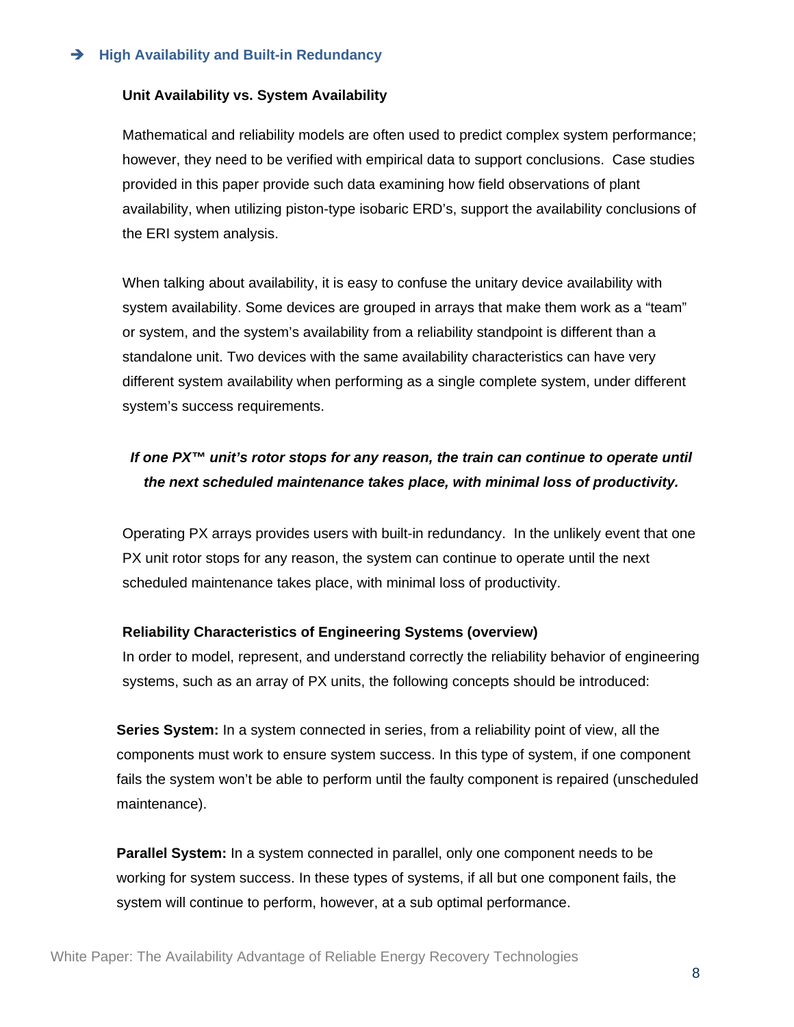## ➔ High Availability and Built-in Redundancy

### Unit Availability vs. System Availability

Mathematical and reliability models are often used to predict complex system performance; however, they need to be verified with empirical data to support conclusions. Case studies provided in this paper provide such data examining how field observations of plant availability, when utilizing piston-type isobaric ERD's, support the availability conclusions of the ERI system analysis.

When talking about availability, it is easy to confuse the unitary device availability with system availability. Some devices are grouped in arrays that make them work as a "team" or system, and the system's availability from a reliability standpoint is different than a standalone unit. Two devices with the same availability characteristics can have very different system availability when performing as a single complete system, under different system's success requirements.

***If one PX™ unit's rotor stops for any reason, the train can continue to operate until the next scheduled maintenance takes place, with minimal loss of productivity.***

Operating PX arrays provides users with built-in redundancy. In the unlikely event that one PX unit rotor stops for any reason, the system can continue to operate until the next scheduled maintenance takes place, with minimal loss of productivity.

### Reliability Characteristics of Engineering Systems (overview)

In order to model, represent, and understand correctly the reliability behavior of engineering systems, such as an array of PX units, the following concepts should be introduced:

**Series System:** In a system connected in series, from a reliability point of view, all the components must work to ensure system success. In this type of system, if one component fails the system won't be able to perform until the faulty component is repaired (unscheduled maintenance).

**Parallel System:** In a system connected in parallel, only one component needs to be working for system success. In these types of systems, if all but one component fails, the system will continue to perform, however, at a sub optimal performance.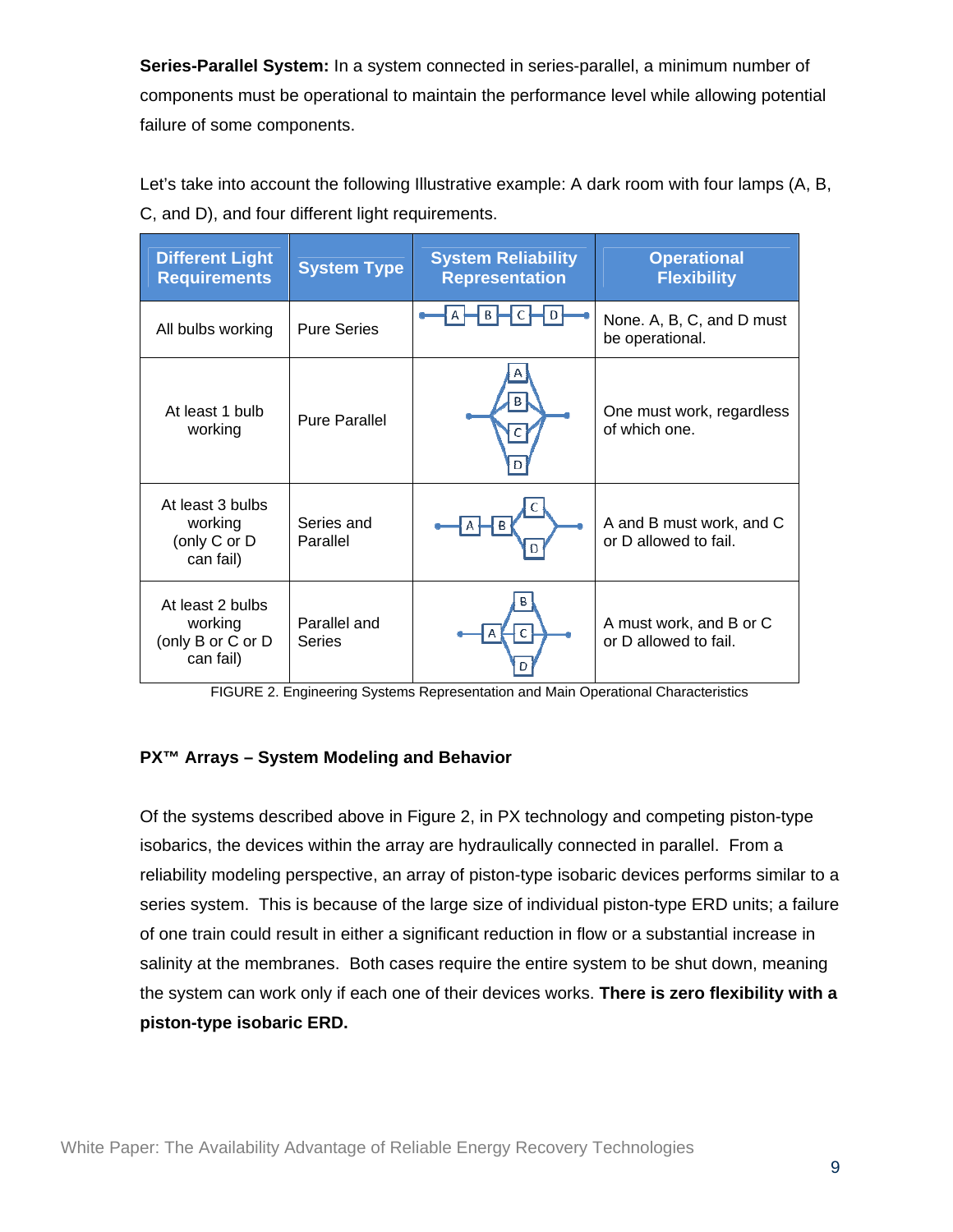**Series-Parallel System:** In a system connected in series-parallel, a minimum number of components must be operational to maintain the performance level while allowing potential failure of some components.

Let's take into account the following Illustrative example: A dark room with four lamps (A, B, C, and D), and four different light requirements.

| Different Light Requirements | System Type | System Reliability Representation | Operational Flexibility |
|---|---|---|---|
| All bulbs working | Pure Series | A–B–C–D | None. A, B, C, and D must be operational. |
| At least 1 bulb working | Pure Parallel | A, B, C, D in parallel | One must work, regardless of which one. |
| At least 3 bulbs working (only C or D can fail) | Series and Parallel | A–B–(C ∥ D) | A and B must work, and C or D allowed to fail. |
| At least 2 bulbs working (only B or C or D can fail) | Parallel and Series | A–(B ∥ C ∥ D) | A must work, and B or C or D allowed to fail. |

FIGURE 2. Engineering Systems Representation and Main Operational Characteristics

**PX™ Arrays – System Modeling and Behavior**

Of the systems described above in Figure 2, in PX technology and competing piston-type isobarics, the devices within the array are hydraulically connected in parallel. From a reliability modeling perspective, an array of piston-type isobaric devices performs similar to a series system. This is because of the large size of individual piston-type ERD units; a failure of one train could result in either a significant reduction in flow or a substantial increase in salinity at the membranes. Both cases require the entire system to be shut down, meaning the system can work only if each one of their devices works. **There is zero flexibility with a piston-type isobaric ERD.**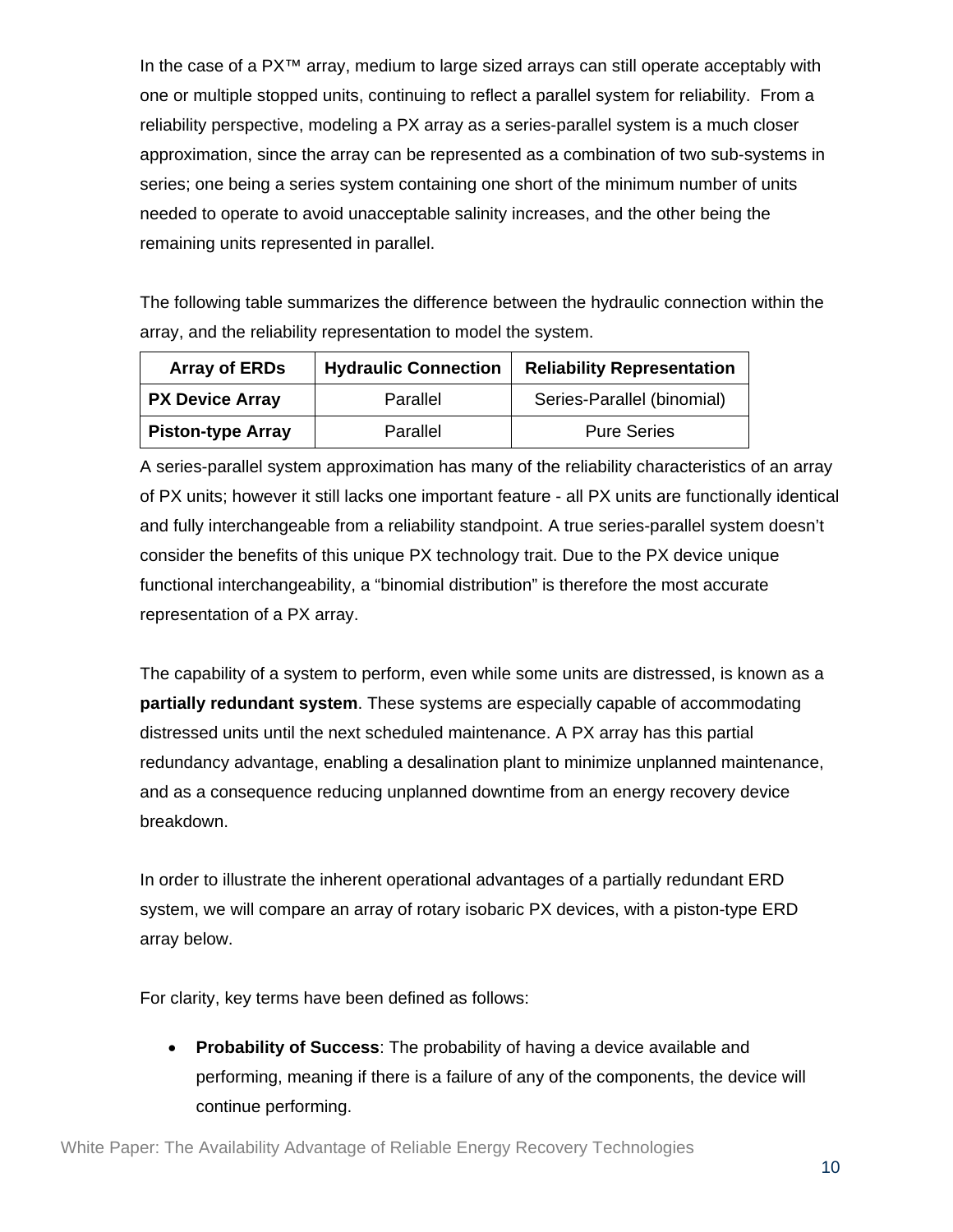In the case of a PX™ array, medium to large sized arrays can still operate acceptably with one or multiple stopped units, continuing to reflect a parallel system for reliability. From a reliability perspective, modeling a PX array as a series-parallel system is a much closer approximation, since the array can be represented as a combination of two sub-systems in series; one being a series system containing one short of the minimum number of units needed to operate to avoid unacceptable salinity increases, and the other being the remaining units represented in parallel.

The following table summarizes the difference between the hydraulic connection within the array, and the reliability representation to model the system.

| Array of ERDs | Hydraulic Connection | Reliability Representation |
|---|---|---|
| **PX Device Array** | Parallel | Series-Parallel (binomial) |
| **Piston-type Array** | Parallel | Pure Series |

A series-parallel system approximation has many of the reliability characteristics of an array of PX units; however it still lacks one important feature - all PX units are functionally identical and fully interchangeable from a reliability standpoint. A true series-parallel system doesn't consider the benefits of this unique PX technology trait. Due to the PX device unique functional interchangeability, a "binomial distribution" is therefore the most accurate representation of a PX array.

The capability of a system to perform, even while some units are distressed, is known as a **partially redundant system**. These systems are especially capable of accommodating distressed units until the next scheduled maintenance. A PX array has this partial redundancy advantage, enabling a desalination plant to minimize unplanned maintenance, and as a consequence reducing unplanned downtime from an energy recovery device breakdown.

In order to illustrate the inherent operational advantages of a partially redundant ERD system, we will compare an array of rotary isobaric PX devices, with a piston-type ERD array below.

For clarity, key terms have been defined as follows:

- **Probability of Success**: The probability of having a device available and performing, meaning if there is a failure of any of the components, the device will continue performing.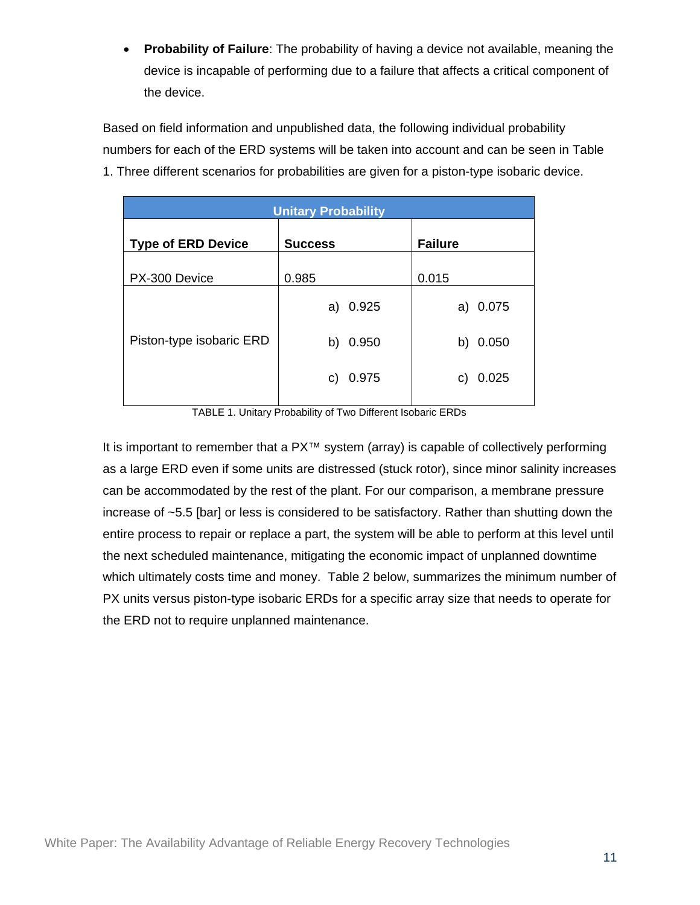- **Probability of Failure**: The probability of having a device not available, meaning the device is incapable of performing due to a failure that affects a critical component of the device.

Based on field information and unpublished data, the following individual probability numbers for each of the ERD systems will be taken into account and can be seen in Table 1. Three different scenarios for probabilities are given for a piston-type isobaric device.

| Unitary Probability | | |
|---|---|---|
| **Type of ERD Device** | **Success** | **Failure** |
| PX-300 Device | 0.985 | 0.015 |
| Piston-type isobaric ERD | a) 0.925<br>b) 0.950<br>c) 0.975 | a) 0.075<br>b) 0.050<br>c) 0.025 |

TABLE 1. Unitary Probability of Two Different Isobaric ERDs

It is important to remember that a PX™ system (array) is capable of collectively performing as a large ERD even if some units are distressed (stuck rotor), since minor salinity increases can be accommodated by the rest of the plant. For our comparison, a membrane pressure increase of ~5.5 [bar] or less is considered to be satisfactory. Rather than shutting down the entire process to repair or replace a part, the system will be able to perform at this level until the next scheduled maintenance, mitigating the economic impact of unplanned downtime which ultimately costs time and money. Table 2 below, summarizes the minimum number of PX units versus piston-type isobaric ERDs for a specific array size that needs to operate for the ERD not to require unplanned maintenance.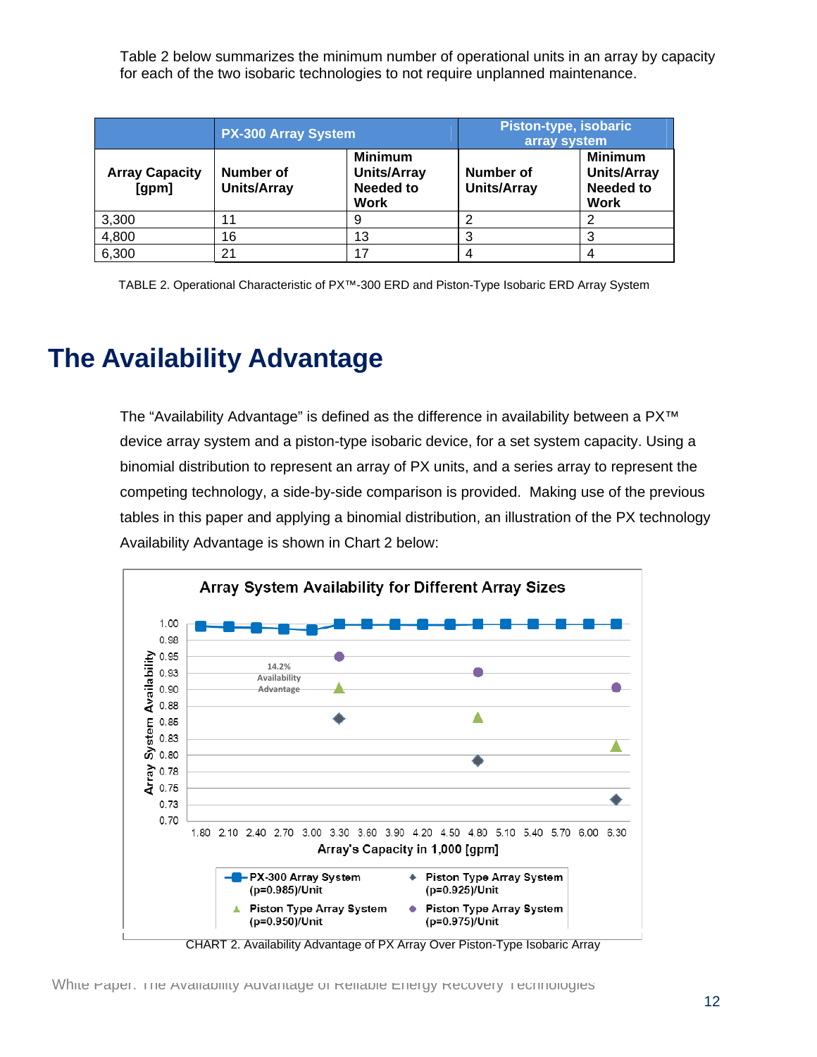Table 2 below summarizes the minimum number of operational units in an array by capacity for each of the two isobaric technologies to not require unplanned maintenance.

| | PX-300 Array System | | Piston-type, isobaric array system | |
|---|---|---|---|---|
| **Array Capacity [gpm]** | **Number of Units/Array** | **Minimum Units/Array Needed to Work** | **Number of Units/Array** | **Minimum Units/Array Needed to Work** |
| 3,300 | 11 | 9 | 2 | 2 |
| 4,800 | 16 | 13 | 3 | 3 |
| 6,300 | 21 | 17 | 4 | 4 |

TABLE 2. Operational Characteristic of PX™-300 ERD and Piston-Type Isobaric ERD Array System

# The Availability Advantage

The "Availability Advantage" is defined as the difference in availability between a PX™ device array system and a piston-type isobaric device, for a set system capacity. Using a binomial distribution to represent an array of PX units, and a series array to represent the competing technology, a side-by-side comparison is provided. Making use of the previous tables in this paper and applying a binomial distribution, an illustration of the PX technology Availability Advantage is shown in Chart 2 below:

CHART 2. Availability Advantage of PX Array Over Piston-Type Isobaric Array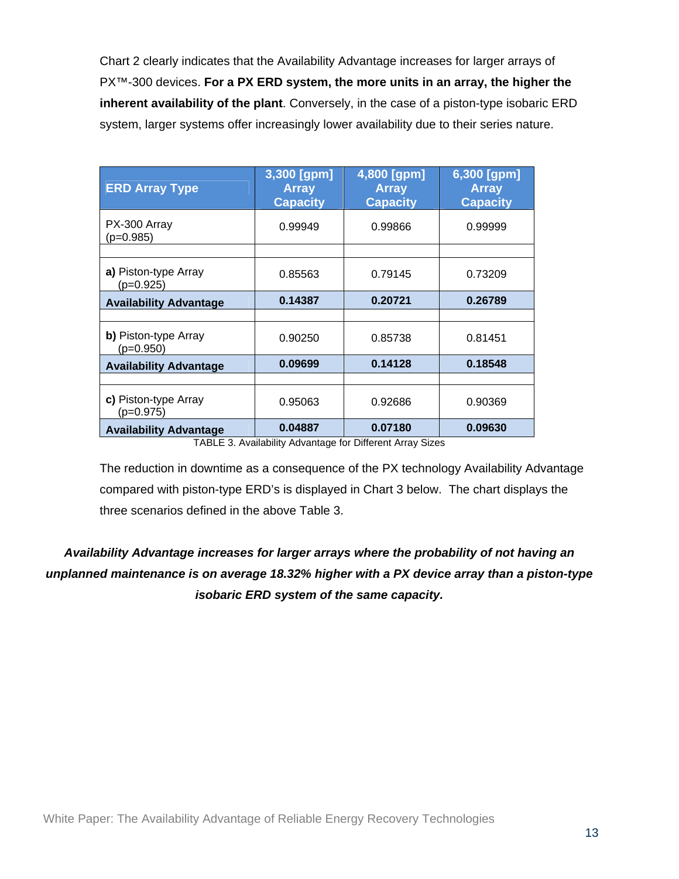Chart 2 clearly indicates that the Availability Advantage increases for larger arrays of PX™-300 devices. **For a PX ERD system, the more units in an array, the higher the inherent availability of the plant**. Conversely, in the case of a piston-type isobaric ERD system, larger systems offer increasingly lower availability due to their series nature.

| ERD Array Type | 3,300 [gpm] Array Capacity | 4,800 [gpm] Array Capacity | 6,300 [gpm] Array Capacity |
|---|---|---|---|
| PX-300 Array (p=0.985) | 0.99949 | 0.99866 | 0.99999 |
| | | | |
| **a)** Piston-type Array (p=0.925) | 0.85563 | 0.79145 | 0.73209 |
| **Availability Advantage** | **0.14387** | **0.20721** | **0.26789** |
| | | | |
| **b)** Piston-type Array (p=0.950) | 0.90250 | 0.85738 | 0.81451 |
| **Availability Advantage** | **0.09699** | **0.14128** | **0.18548** |
| | | | |
| **c)** Piston-type Array (p=0.975) | 0.95063 | 0.92686 | 0.90369 |
| **Availability Advantage** | **0.04887** | **0.07180** | **0.09630** |

TABLE 3. Availability Advantage for Different Array Sizes

The reduction in downtime as a consequence of the PX technology Availability Advantage compared with piston-type ERD's is displayed in Chart 3 below. The chart displays the three scenarios defined in the above Table 3.

***Availability Advantage increases for larger arrays where the probability of not having an unplanned maintenance is on average 18.32% higher with a PX device array than a piston-type isobaric ERD system of the same capacity.***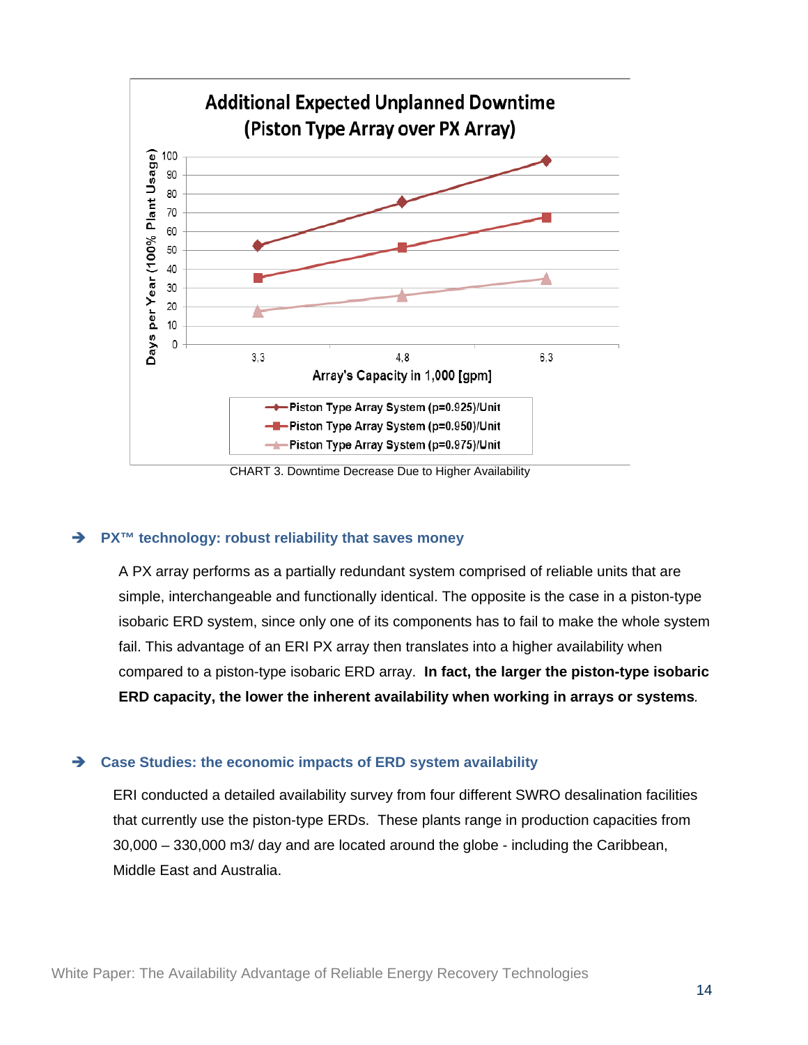## Additional Expected Unplanned Downtime (Piston Type Array over PX Array)

| Array's Capacity in 1,000 [gpm] | Piston Type Array System (p=0.925)/Unit | Piston Type Array System (p=0.950)/Unit | Piston Type Array System (p=0.975)/Unit |
|---|---|---|---|
| 3,3 | ~53 | ~35 | ~18 |
| 4,8 | ~76 | ~52 | ~26 |
| 6,3 | ~98 | ~67 | ~35 |

Days per Year (100% Plant Usage)

CHART 3. Downtime Decrease Due to Higher Availability

### ➔ PX™ technology: robust reliability that saves money

A PX array performs as a partially redundant system comprised of reliable units that are simple, interchangeable and functionally identical. The opposite is the case in a piston-type isobaric ERD system, since only one of its components has to fail to make the whole system fail. This advantage of an ERI PX array then translates into a higher availability when compared to a piston-type isobaric ERD array. **In fact, the larger the piston-type isobaric ERD capacity, the lower the inherent availability when working in arrays or systems**.

### ➔ Case Studies: the economic impacts of ERD system availability

ERI conducted a detailed availability survey from four different SWRO desalination facilities that currently use the piston-type ERDs. These plants range in production capacities from 30,000 – 330,000 m3/ day and are located around the globe - including the Caribbean, Middle East and Australia.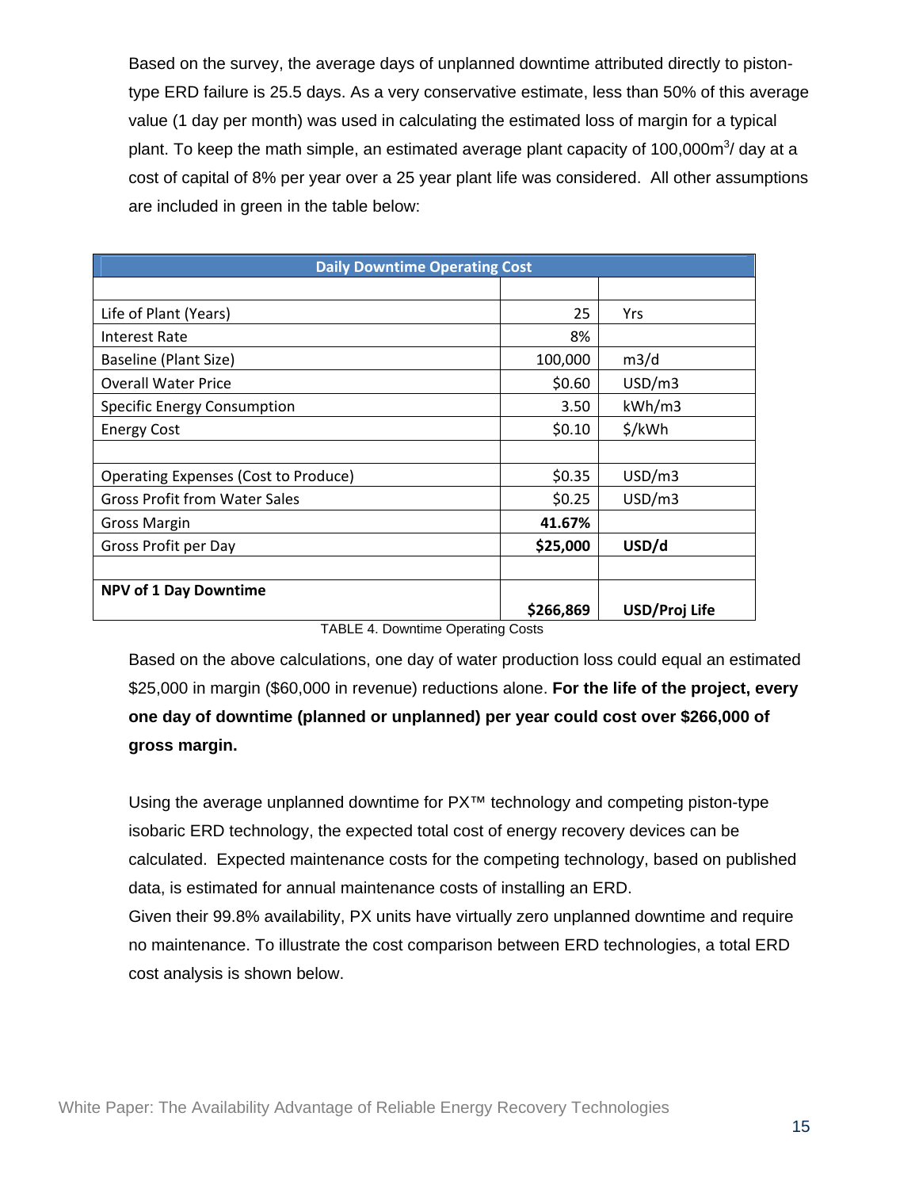Based on the survey, the average days of unplanned downtime attributed directly to piston-type ERD failure is 25.5 days. As a very conservative estimate, less than 50% of this average value (1 day per month) was used in calculating the estimated loss of margin for a typical plant. To keep the math simple, an estimated average plant capacity of 100,000m$^3$/ day at a cost of capital of 8% per year over a 25 year plant life was considered. All other assumptions are included in green in the table below:

| Daily Downtime Operating Cost | | |
|---|---|---|
| | | |
| Life of Plant (Years) | 25 | Yrs |
| Interest Rate | 8% | |
| Baseline (Plant Size) | 100,000 | m3/d |
| Overall Water Price | $0.60 | USD/m3 |
| Specific Energy Consumption | 3.50 | kWh/m3 |
| Energy Cost | $0.10 | $/kWh |
| | | |
| Operating Expenses (Cost to Produce) | $0.35 | USD/m3 |
| Gross Profit from Water Sales | $0.25 | USD/m3 |
| Gross Margin | **41.67%** | |
| Gross Profit per Day | **$25,000** | **USD/d** |
| | | |
| **NPV of 1 Day Downtime** | **$266,869** | **USD/Proj Life** |

TABLE 4. Downtime Operating Costs

Based on the above calculations, one day of water production loss could equal an estimated $25,000 in margin ($60,000 in revenue) reductions alone. **For the life of the project, every one day of downtime (planned or unplanned) per year could cost over $266,000 of gross margin.**

Using the average unplanned downtime for PX™ technology and competing piston-type isobaric ERD technology, the expected total cost of energy recovery devices can be calculated. Expected maintenance costs for the competing technology, based on published data, is estimated for annual maintenance costs of installing an ERD.

Given their 99.8% availability, PX units have virtually zero unplanned downtime and require no maintenance. To illustrate the cost comparison between ERD technologies, a total ERD cost analysis is shown below.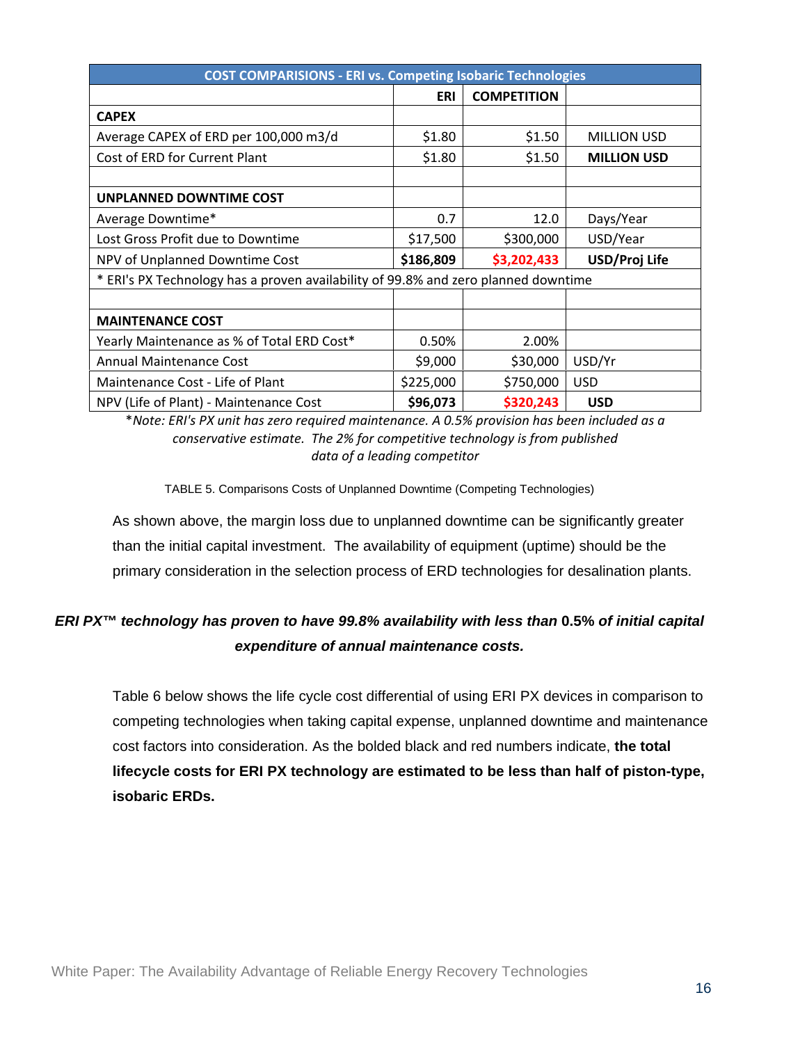| COST COMPARISIONS - ERI vs. Competing Isobaric Technologies | | | |
|---|---|---|---|
| | **ERI** | **COMPETITION** | |
| **CAPEX** | | | |
| Average CAPEX of ERD per 100,000 m3/d | $1.80 | $1.50 | MILLION USD |
| Cost of ERD for Current Plant | $1.80 | $1.50 | **MILLION USD** |
| | | | |
| **UNPLANNED DOWNTIME COST** | | | |
| Average Downtime* | 0.7 | 12.0 | Days/Year |
| Lost Gross Profit due to Downtime | $17,500 | $300,000 | USD/Year |
| NPV of Unplanned Downtime Cost | **$186,809** | **$3,202,433** | **USD/Proj Life** |
| * ERI's PX Technology has a proven availability of 99.8% and zero planned downtime | | | |
| | | | |
| **MAINTENANCE COST** | | | |
| Yearly Maintenance as % of Total ERD Cost* | 0.50% | 2.00% | |
| Annual Maintenance Cost | $9,000 | $30,000 | USD/Yr |
| Maintenance Cost - Life of Plant | $225,000 | $750,000 | USD |
| NPV (Life of Plant) - Maintenance Cost | **$96,073** | **$320,243** | **USD** |

**Note: ERI's PX unit has zero required maintenance. A 0.5% provision has been included as a conservative estimate. The 2% for competitive technology is from published data of a leading competitor*

TABLE 5. Comparisons Costs of Unplanned Downtime (Competing Technologies)

As shown above, the margin loss due to unplanned downtime can be significantly greater than the initial capital investment. The availability of equipment (uptime) should be the primary consideration in the selection process of ERD technologies for desalination plants.

***ERI PX™ technology has proven to have 99.8% availability with less than* 0.5% *of initial capital expenditure of annual maintenance costs.***

Table 6 below shows the life cycle cost differential of using ERI PX devices in comparison to competing technologies when taking capital expense, unplanned downtime and maintenance cost factors into consideration. As the bolded black and red numbers indicate, **the total lifecycle costs for ERI PX technology are estimated to be less than half of piston-type, isobaric ERDs.**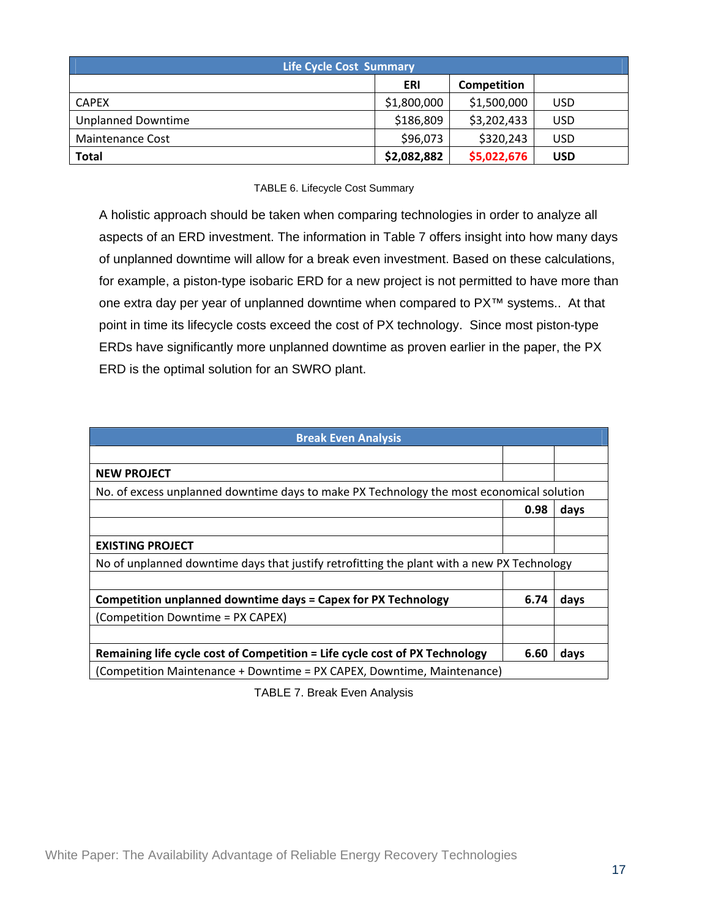| Life Cycle Cost Summary | | | |
|---|---|---|---|
| | ERI | Competition | |
| CAPEX | $1,800,000 | $1,500,000 | USD |
| Unplanned Downtime | $186,809 | $3,202,433 | USD |
| Maintenance Cost | $96,073 | $320,243 | USD |
| **Total** | **$2,082,882** | **$5,022,676** | **USD** |

TABLE 6. Lifecycle Cost Summary

A holistic approach should be taken when comparing technologies in order to analyze all aspects of an ERD investment. The information in Table 7 offers insight into how many days of unplanned downtime will allow for a break even investment. Based on these calculations, for example, a piston-type isobaric ERD for a new project is not permitted to have more than one extra day per year of unplanned downtime when compared to PX™ systems.. At that point in time its lifecycle costs exceed the cost of PX technology. Since most piston-type ERDs have significantly more unplanned downtime as proven earlier in the paper, the PX ERD is the optimal solution for an SWRO plant.

| Break Even Analysis | | |
|---|---|---|
| | | |
| **NEW PROJECT** | | |
| No. of excess unplanned downtime days to make PX Technology the most economical solution | | |
| | **0.98** | **days** |
| | | |
| **EXISTING PROJECT** | | |
| No of unplanned downtime days that justify retrofitting the plant with a new PX Technology | | |
| | | |
| **Competition unplanned downtime days = Capex for PX Technology** | **6.74** | **days** |
| (Competition Downtime = PX CAPEX) | | |
| | | |
| **Remaining life cycle cost of Competition = Life cycle cost of PX Technology** | **6.60** | **days** |
| (Competition Maintenance + Downtime = PX CAPEX, Downtime, Maintenance) | | |

TABLE 7. Break Even Analysis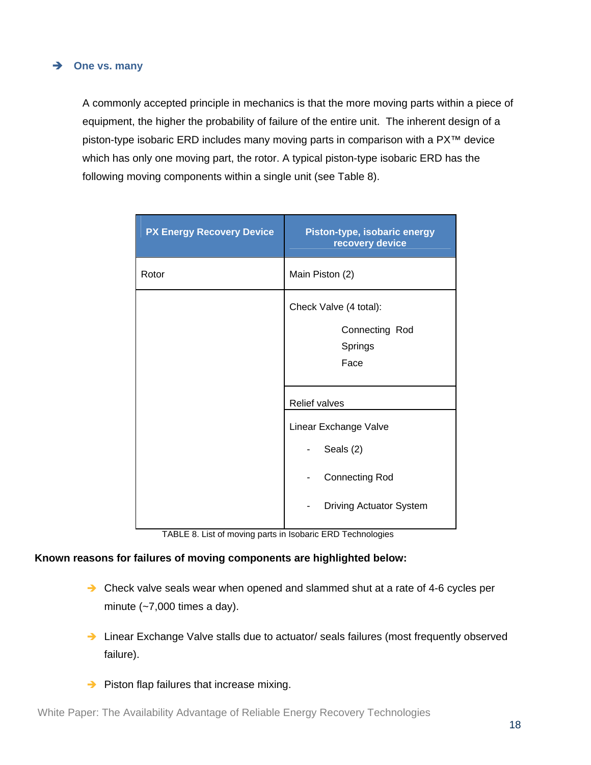### One vs. many

A commonly accepted principle in mechanics is that the more moving parts within a piece of equipment, the higher the probability of failure of the entire unit. The inherent design of a piston-type isobaric ERD includes many moving parts in comparison with a PX™ device which has only one moving part, the rotor. A typical piston-type isobaric ERD has the following moving components within a single unit (see Table 8).

| PX Energy Recovery Device | Piston-type, isobaric energy recovery device |
|---|---|
| Rotor | Main Piston (2) |
| | Check Valve (4 total):<br>Connecting Rod<br>Springs<br>Face |
| | Relief valves |
| | Linear Exchange Valve<br>- Seals (2)<br>- Connecting Rod<br>- Driving Actuator System |

TABLE 8. List of moving parts in Isobaric ERD Technologies

**Known reasons for failures of moving components are highlighted below:**

- Check valve seals wear when opened and slammed shut at a rate of 4-6 cycles per minute (~7,000 times a day).
- Linear Exchange Valve stalls due to actuator/ seals failures (most frequently observed failure).
- Piston flap failures that increase mixing.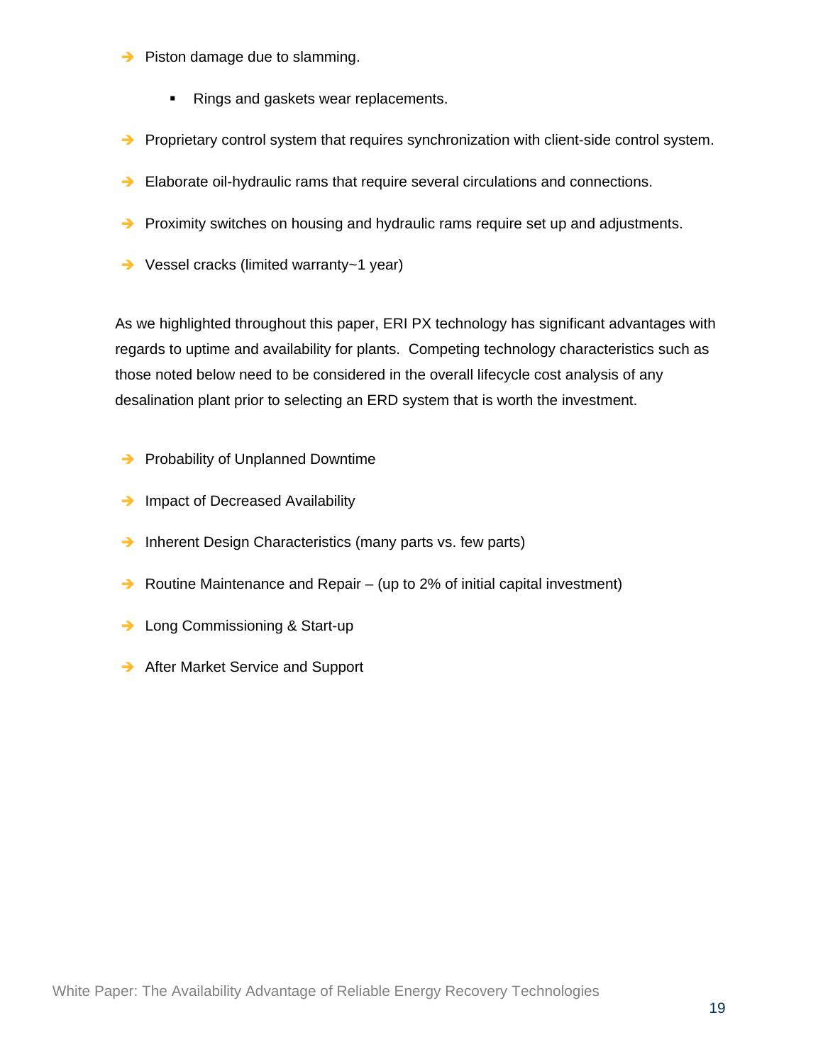- Piston damage due to slamming.
    - Rings and gaskets wear replacements.
- Proprietary control system that requires synchronization with client-side control system.
- Elaborate oil-hydraulic rams that require several circulations and connections.
- Proximity switches on housing and hydraulic rams require set up and adjustments.
- Vessel cracks (limited warranty~1 year)

As we highlighted throughout this paper, ERI PX technology has significant advantages with regards to uptime and availability for plants.  Competing technology characteristics such as those noted below need to be considered in the overall lifecycle cost analysis of any desalination plant prior to selecting an ERD system that is worth the investment.

- Probability of Unplanned Downtime
- Impact of Decreased Availability
- Inherent Design Characteristics (many parts vs. few parts)
- Routine Maintenance and Repair – (up to 2% of initial capital investment)
- Long Commissioning & Start-up
- After Market Service and Support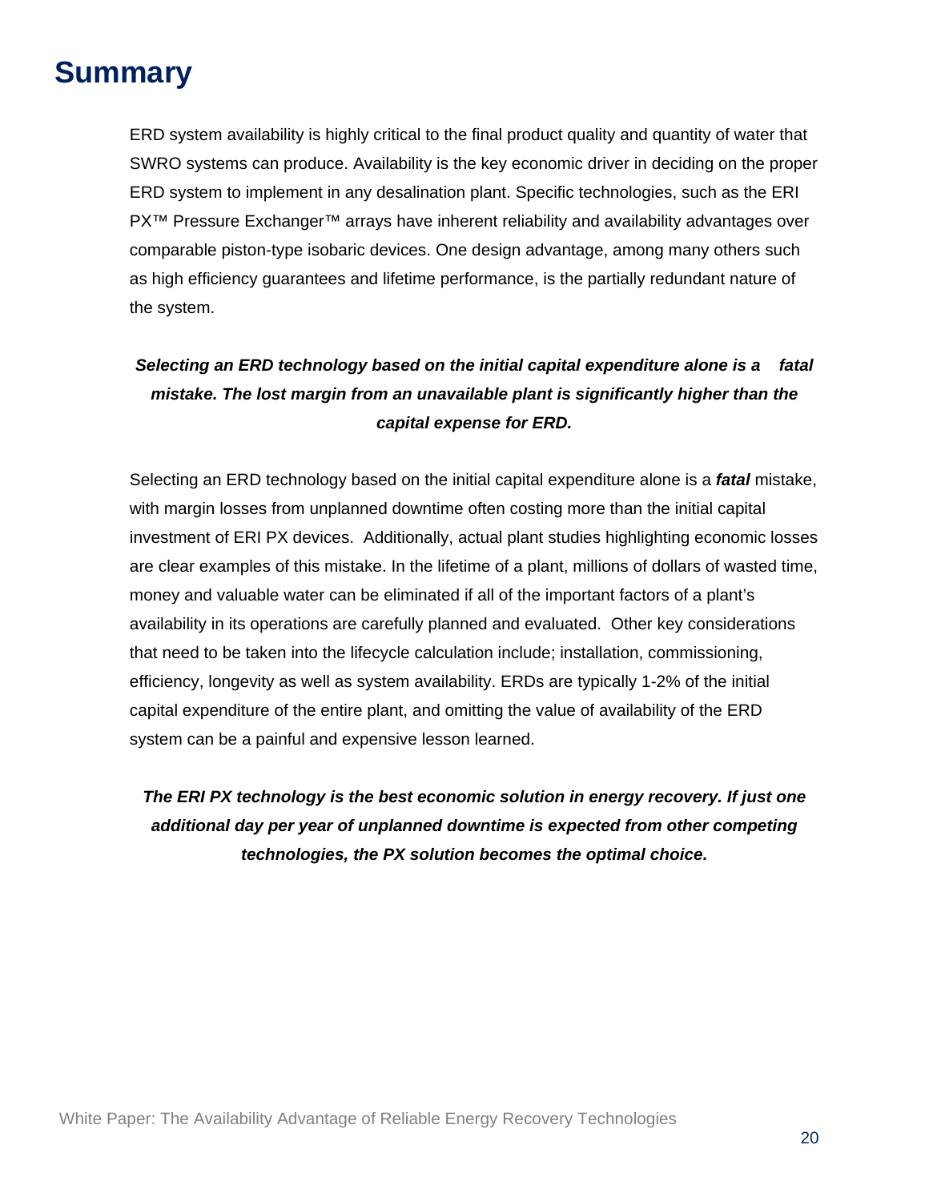# Summary

ERD system availability is highly critical to the final product quality and quantity of water that SWRO systems can produce. Availability is the key economic driver in deciding on the proper ERD system to implement in any desalination plant. Specific technologies, such as the ERI PX™ Pressure Exchanger™ arrays have inherent reliability and availability advantages over comparable piston-type isobaric devices. One design advantage, among many others such as high efficiency guarantees and lifetime performance, is the partially redundant nature of the system.

***Selecting an ERD technology based on the initial capital expenditure alone is a fatal mistake. The lost margin from an unavailable plant is significantly higher than the capital expense for ERD.***

Selecting an ERD technology based on the initial capital expenditure alone is a ***fatal*** mistake, with margin losses from unplanned downtime often costing more than the initial capital investment of ERI PX devices. Additionally, actual plant studies highlighting economic losses are clear examples of this mistake. In the lifetime of a plant, millions of dollars of wasted time, money and valuable water can be eliminated if all of the important factors of a plant's availability in its operations are carefully planned and evaluated. Other key considerations that need to be taken into the lifecycle calculation include; installation, commissioning, efficiency, longevity as well as system availability. ERDs are typically 1-2% of the initial capital expenditure of the entire plant, and omitting the value of availability of the ERD system can be a painful and expensive lesson learned.

***The ERI PX technology is the best economic solution in energy recovery. If just one additional day per year of unplanned downtime is expected from other competing technologies, the PX solution becomes the optimal choice.***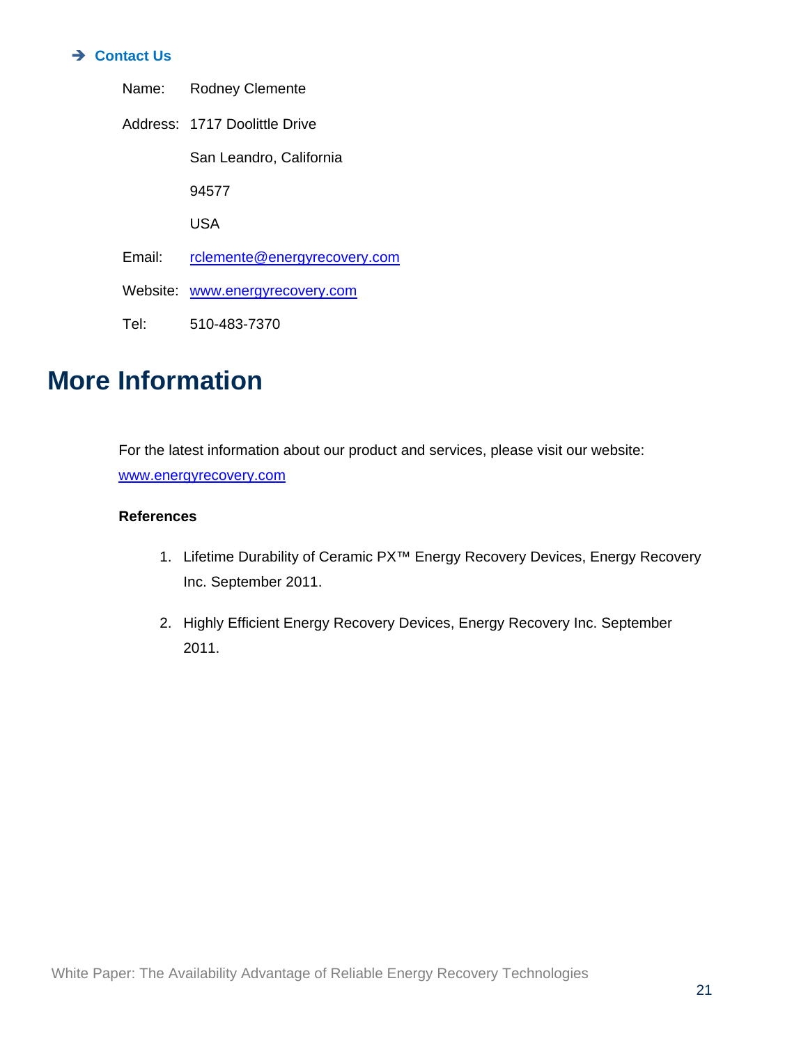### ➔ Contact Us

Name: Rodney Clemente

Address: 1717 Doolittle Drive

San Leandro, California

94577

USA

Email: rclemente@energyrecovery.com

Website: www.energyrecovery.com

Tel: 510-483-7370

# More Information

For the latest information about our product and services, please visit our website: www.energyrecovery.com

**References**

1. Lifetime Durability of Ceramic PX™ Energy Recovery Devices, Energy Recovery Inc. September 2011.
2. Highly Efficient Energy Recovery Devices, Energy Recovery Inc. September 2011.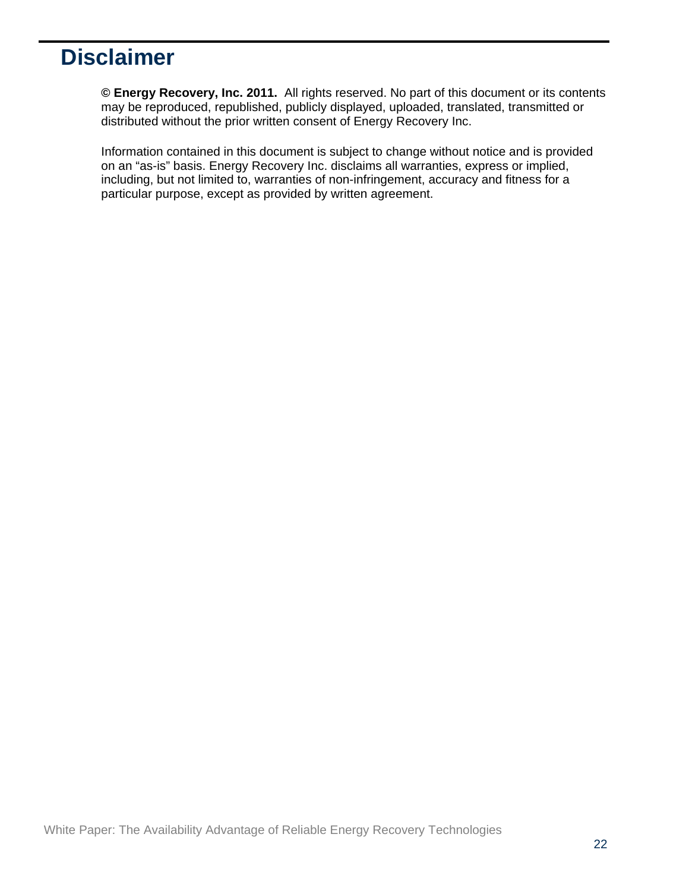# Disclaimer

**© Energy Recovery, Inc. 2011.** All rights reserved. No part of this document or its contents may be reproduced, republished, publicly displayed, uploaded, translated, transmitted or distributed without the prior written consent of Energy Recovery Inc.

Information contained in this document is subject to change without notice and is provided on an "as-is" basis. Energy Recovery Inc. disclaims all warranties, express or implied, including, but not limited to, warranties of non-infringement, accuracy and fitness for a particular purpose, except as provided by written agreement.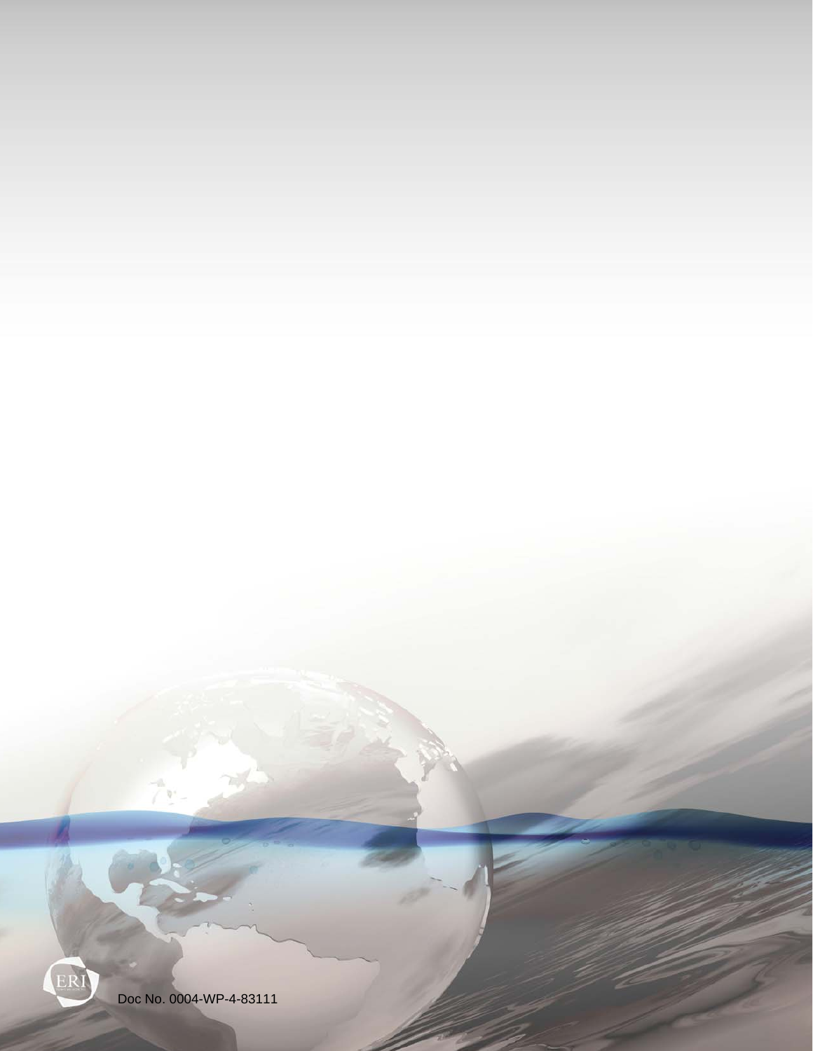Doc No. 0004-WP-4-83111